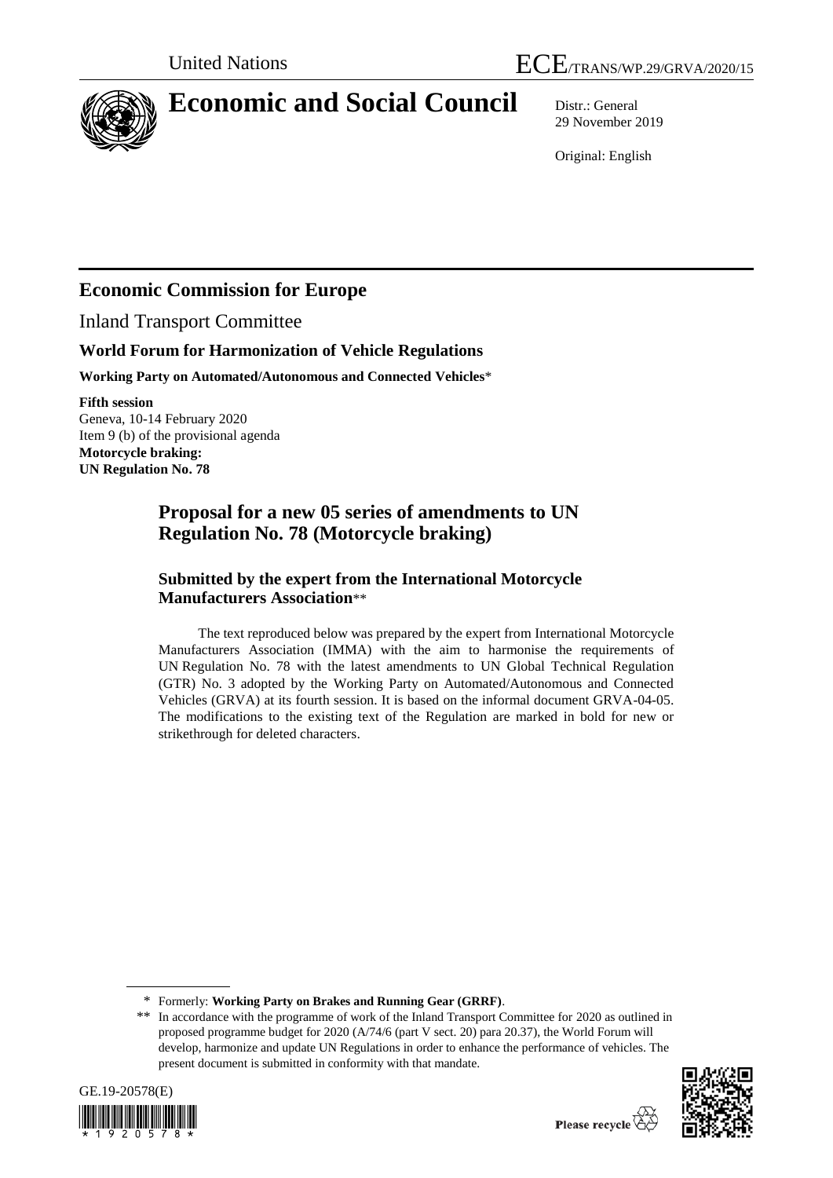United Nations

ECE/TRANS/WP.29/GRVA/2020/15

# Economic and Social Council

Distr.: General
29 November 2019

Original: English

## Economic Commission for Europe

Inland Transport Committee

### World Forum for Harmonization of Vehicle Regulations

**Working Party on Automated/Autonomous and Connected Vehicles***

**Fifth session**
Geneva, 10-14 February 2020
Item 9 (b) of the provisional agenda
**Motorcycle braking:**
**UN Regulation No. 78**

## Proposal for a new 05 series of amendments to UN Regulation No. 78 (Motorcycle braking)

### Submitted by the expert from the International Motorcycle Manufacturers Association**

The text reproduced below was prepared by the expert from International Motorcycle Manufacturers Association (IMMA) with the aim to harmonise the requirements of UN Regulation No. 78 with the latest amendments to UN Global Technical Regulation (GTR) No. 3 adopted by the Working Party on Automated/Autonomous and Connected Vehicles (GRVA) at its fourth session. It is based on the informal document GRVA-04-05. The modifications to the existing text of the Regulation are marked in bold for new or strikethrough for deleted characters.

---

\* Formerly: **Working Party on Brakes and Running Gear (GRRF)**.

\*\* In accordance with the programme of work of the Inland Transport Committee for 2020 as outlined in proposed programme budget for 2020 (A/74/6 (part V sect. 20) para 20.37), the World Forum will develop, harmonize and update UN Regulations in order to enhance the performance of vehicles. The present document is submitted in conformity with that mandate.

GE.19-20578(E)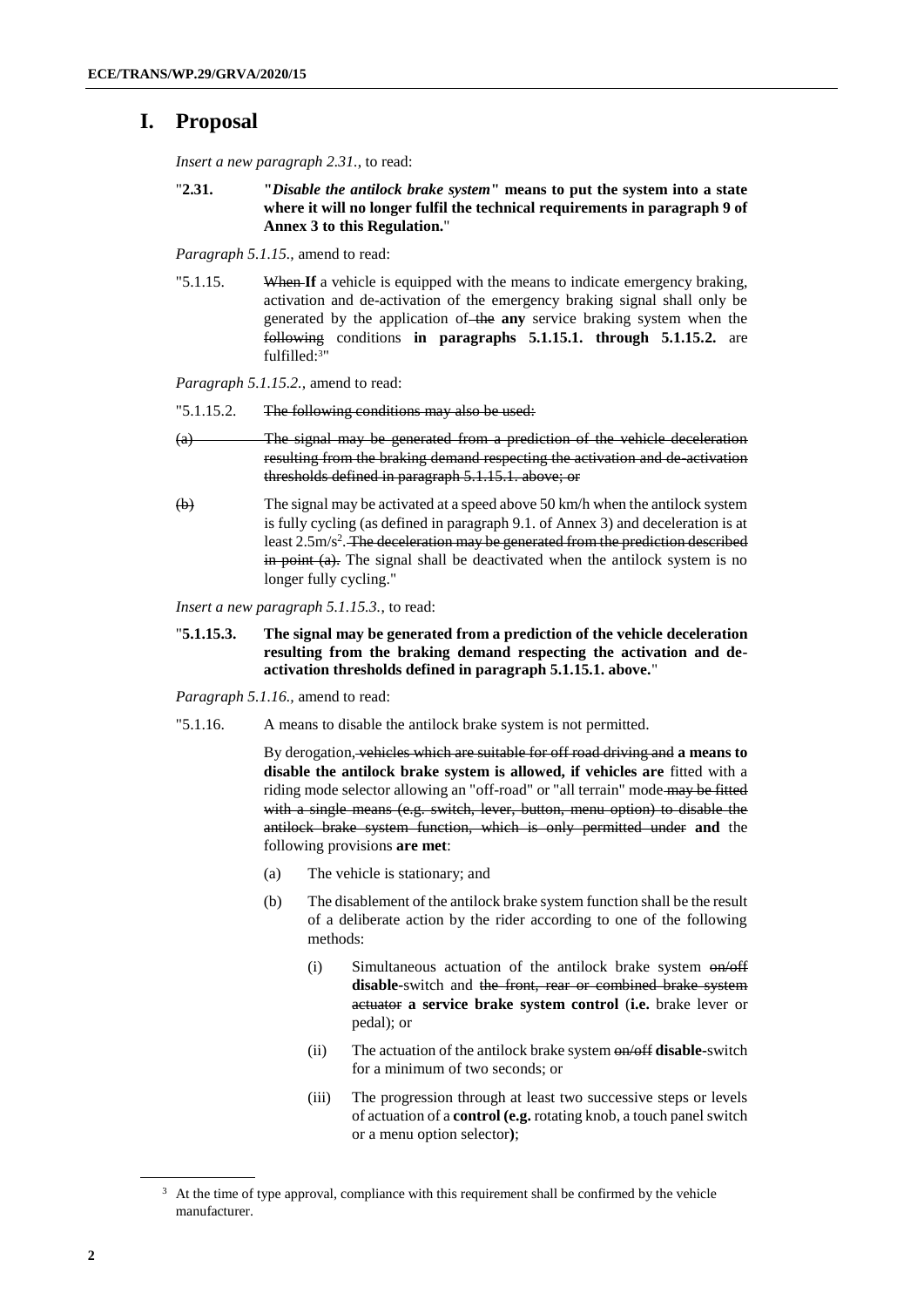# I. Proposal

*Insert a new paragraph 2.31.*, to read:

"**2.31. "*Disable the antilock brake system*" means to put the system into a state where it will no longer fulfil the technical requirements in paragraph 9 of Annex 3 to this Regulation.**"

*Paragraph 5.1.15.*, amend to read:

"5.1.15. ~~When~~ **If** a vehicle is equipped with the means to indicate emergency braking, activation and de-activation of the emergency braking signal shall only be generated by the application of ~~the~~ **any** service braking system when the ~~following~~ conditions **in paragraphs 5.1.15.1. through 5.1.15.2.** are fulfilled:[3]"

*Paragraph 5.1.15.2.*, amend to read:

"5.1.15.2. ~~The following conditions may also be used:~~

~~(a) The signal may be generated from a prediction of the vehicle deceleration resulting from the braking demand respecting the activation and de-activation thresholds defined in paragraph 5.1.15.1. above; or~~

~~(b)~~ The signal may be activated at a speed above 50 km/h when the antilock system is fully cycling (as defined in paragraph 9.1. of Annex 3) and deceleration is at least 2.5m/s$^2$. ~~The deceleration may be generated from the prediction described in point (a).~~ The signal shall be deactivated when the antilock system is no longer fully cycling."

*Insert a new paragraph 5.1.15.3.*, to read:

"**5.1.15.3. The signal may be generated from a prediction of the vehicle deceleration resulting from the braking demand respecting the activation and de-activation thresholds defined in paragraph 5.1.15.1. above.**"

*Paragraph 5.1.16.*, amend to read:

"5.1.16. A means to disable the antilock brake system is not permitted.

By derogation~~, vehicles which are suitable for off road driving and~~ **a means to disable the antilock brake system is allowed, if vehicles are** fitted with a riding mode selector allowing an "off-road" or "all terrain" mode ~~may be fitted with a single means (e.g. switch, lever, button, menu option) to disable the antilock brake system function, which is only permitted under~~ **and** the following provisions **are met**:

(a) The vehicle is stationary; and

(b) The disablement of the antilock brake system function shall be the result of a deliberate action by the rider according to one of the following methods:

(i) Simultaneous actuation of the antilock brake system ~~on/off~~ **disable-**switch and ~~the front, rear or combined brake system actuator~~ **a service brake system control** (**i.e.** brake lever or pedal); or

(ii) The actuation of the antilock brake system ~~on/off~~ **disable-**switch for a minimum of two seconds; or

(iii) The progression through at least two successive steps or levels of actuation of a **control (e.g.** rotating knob, a touch panel switch or a menu option selector**)**;

[3] At the time of type approval, compliance with this requirement shall be confirmed by the vehicle manufacturer.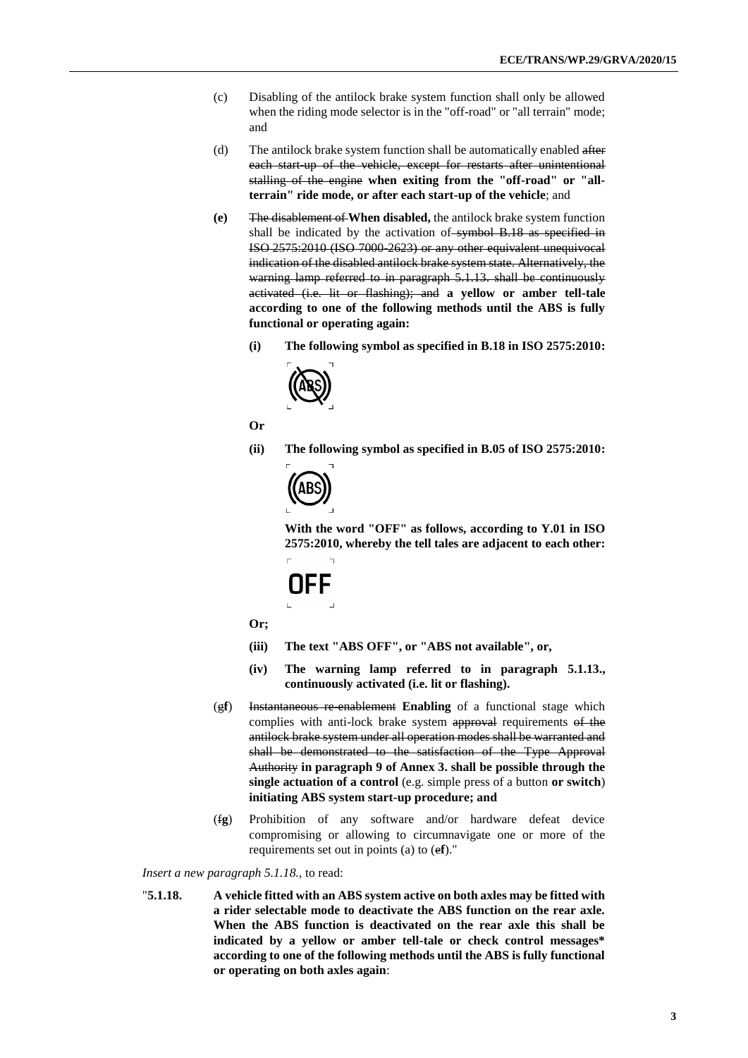(c) Disabling of the antilock brake system function shall only be allowed when the riding mode selector is in the "off-road" or "all terrain" mode; and

(d) The antilock brake system function shall be automatically enabled ~~after each start-up of the vehicle, except for restarts after unintentional stalling of the engine~~ **when exiting from the "off-road" or "all-terrain" ride mode, or after each start-up of the vehicle**; and

**(e)** ~~The disablement of~~ **When disabled,** the antilock brake system function shall be indicated by the activation of ~~symbol B.18 as specified in ISO 2575:2010 (ISO 7000-2623) or any other equivalent unequivocal indication of the disabled antilock brake system state. Alternatively, the warning lamp referred to in paragraph 5.1.13. shall be continuously activated (i.e. lit or flashing); and~~ **a yellow or amber tell-tale according to one of the following methods until the ABS is fully functional or operating again:**

**(i) The following symbol as specified in B.18 in ISO 2575:2010:**

**Or**

**(ii) The following symbol as specified in B.05 of ISO 2575:2010:**

**With the word "OFF" as follows, according to Y.01 in ISO 2575:2010, whereby the tell tales are adjacent to each other:**

OFF

**Or;**

**(iii) The text "ABS OFF", or "ABS not available", or,**

**(iv) The warning lamp referred to in paragraph 5.1.13., continuously activated (i.e. lit or flashing).**

(~~g~~**f**) ~~Instantaneous re-enablement~~ **Enabling** of a functional stage which complies with anti-lock brake system ~~approval~~ requirements ~~of the antilock brake system under all operation modes shall be warranted and shall be demonstrated to the satisfaction of the Type Approval Authority~~ **in paragraph 9 of Annex 3. shall be possible through the single actuation of a control** (e.g. simple press of a button **or switch**) **initiating ABS system start-up procedure; and**

(~~f~~**g**) Prohibition of any software and/or hardware defeat device compromising or allowing to circumnavigate one or more of the requirements set out in points (a) to (~~e~~**f**)."

*Insert a new paragraph 5.1.18.*, to read:

"**5.1.18. A vehicle fitted with an ABS system active on both axles may be fitted with a rider selectable mode to deactivate the ABS function on the rear axle. When the ABS function is deactivated on the rear axle this shall be indicated by a yellow or amber tell-tale or check control messages\* according to one of the following methods until the ABS is fully functional or operating on both axles again**: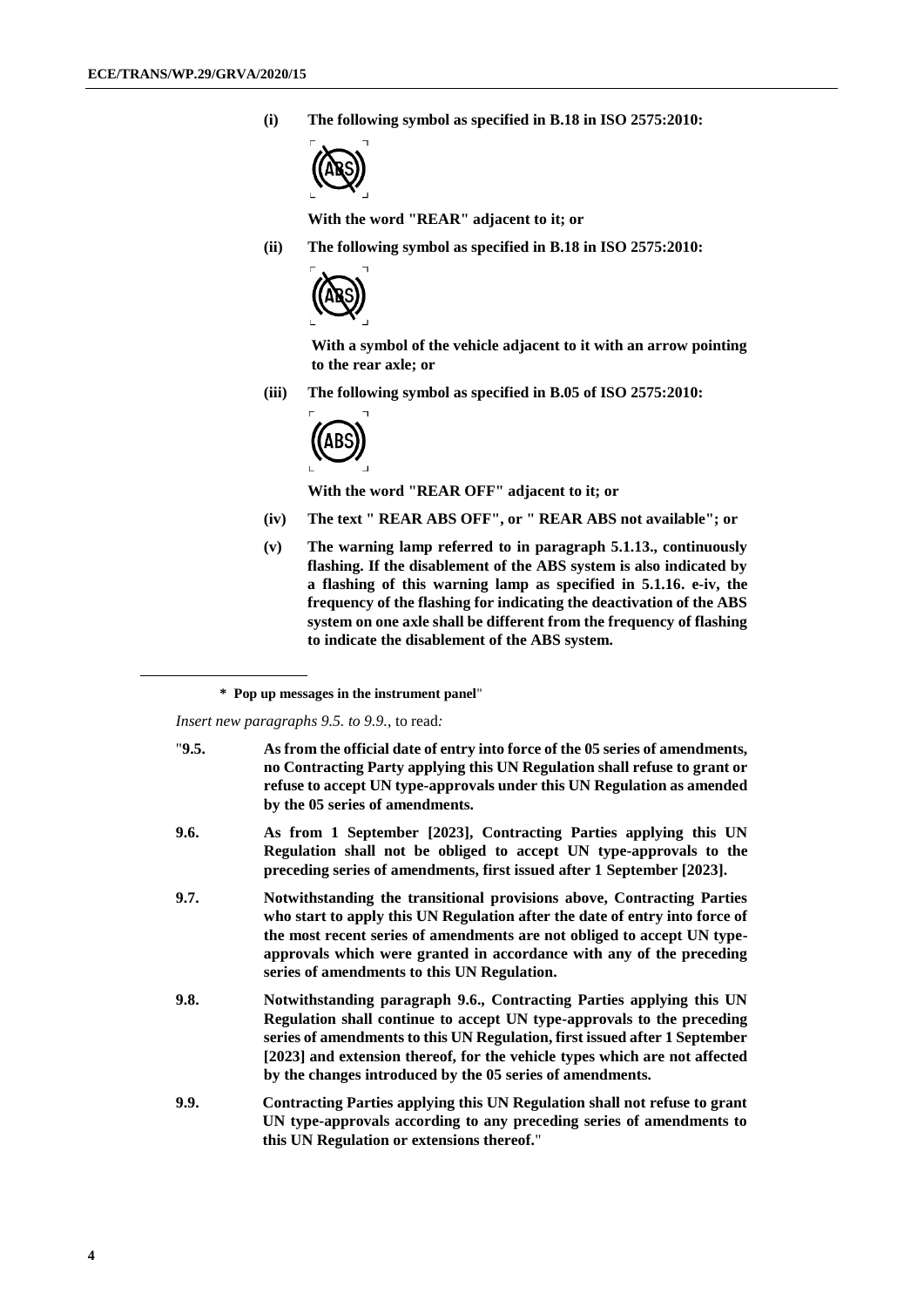**(i) The following symbol as specified in B.18 in ISO 2575:2010:**

**With the word "REAR" adjacent to it; or**

**(ii) The following symbol as specified in B.18 in ISO 2575:2010:**

**With a symbol of the vehicle adjacent to it with an arrow pointing to the rear axle; or**

**(iii) The following symbol as specified in B.05 of ISO 2575:2010:**

**With the word "REAR OFF" adjacent to it; or**

**(iv) The text " REAR ABS OFF", or " REAR ABS not available"; or**

**(v) The warning lamp referred to in paragraph 5.1.13., continuously flashing. If the disablement of the ABS system is also indicated by a flashing of this warning lamp as specified in 5.1.16. e-iv, the frequency of the flashing for indicating the deactivation of the ABS system on one axle shall be different from the frequency of flashing to indicate the disablement of the ABS system.**

---

**\* Pop up messages in the instrument panel**"

*Insert new paragraphs 9.5. to 9.9.*, to read*:*

"**9.5. As from the official date of entry into force of the 05 series of amendments, no Contracting Party applying this UN Regulation shall refuse to grant or refuse to accept UN type-approvals under this UN Regulation as amended by the 05 series of amendments.**

**9.6. As from 1 September [2023], Contracting Parties applying this UN Regulation shall not be obliged to accept UN type-approvals to the preceding series of amendments, first issued after 1 September [2023].**

**9.7. Notwithstanding the transitional provisions above, Contracting Parties who start to apply this UN Regulation after the date of entry into force of the most recent series of amendments are not obliged to accept UN type-approvals which were granted in accordance with any of the preceding series of amendments to this UN Regulation.**

**9.8. Notwithstanding paragraph 9.6., Contracting Parties applying this UN Regulation shall continue to accept UN type-approvals to the preceding series of amendments to this UN Regulation, first issued after 1 September [2023] and extension thereof, for the vehicle types which are not affected by the changes introduced by the 05 series of amendments.**

**9.9. Contracting Parties applying this UN Regulation shall not refuse to grant UN type-approvals according to any preceding series of amendments to this UN Regulation or extensions thereof.**"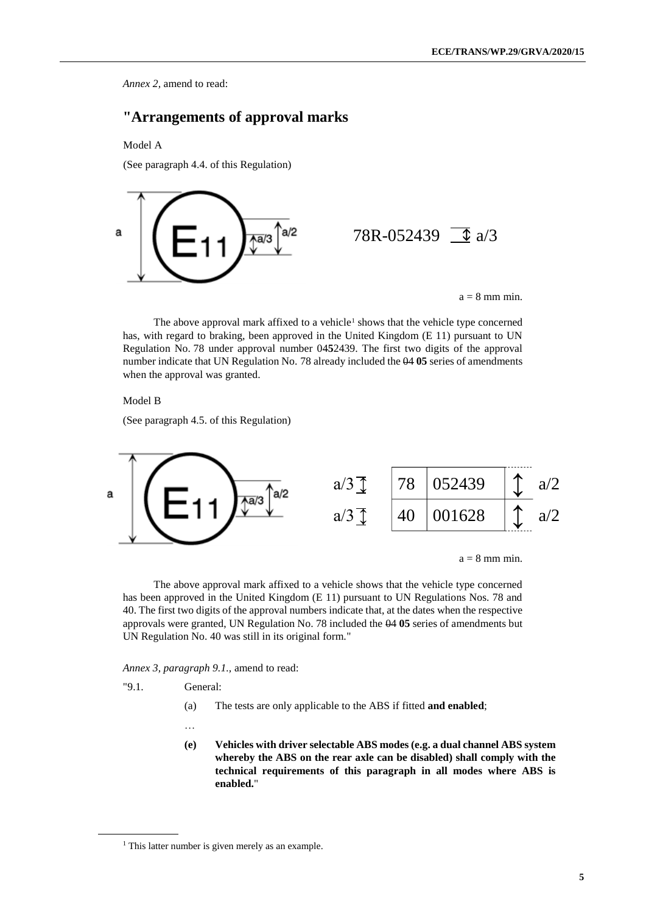*Annex 2*, amend to read:

## "Arrangements of approval marks

Model A

(See paragraph 4.4. of this Regulation)

a E11 a/3 a/2 78R-052439 a/3

a = 8 mm min.

The above approval mark affixed to a vehicle[1] shows that the vehicle type concerned has, with regard to braking, been approved in the United Kingdom (E 11) pursuant to UN Regulation No. 78 under approval number 04**5**2439. The first two digits of the approval number indicate that UN Regulation No. 78 already included the ~~04~~ **05** series of amendments when the approval was granted.

Model B

(See paragraph 4.5. of this Regulation)

a E11 a/3 a/2

| | | | | |
|---|---|---|---|---|
| a/3 | 78 | 052439 | | a/2 |
| a/3 | 40 | 001628 | | a/2 |

a = 8 mm min.

The above approval mark affixed to a vehicle shows that the vehicle type concerned has been approved in the United Kingdom (E 11) pursuant to UN Regulations Nos. 78 and 40. The first two digits of the approval numbers indicate that, at the dates when the respective approvals were granted, UN Regulation No. 78 included the ~~04~~ **05** series of amendments but UN Regulation No. 40 was still in its original form."

*Annex 3, paragraph 9.1.*, amend to read:

"9.1. General:

(a) The tests are only applicable to the ABS if fitted **and enabled**;

…

**(e) Vehicles with driver selectable ABS modes (e.g. a dual channel ABS system whereby the ABS on the rear axle can be disabled) shall comply with the technical requirements of this paragraph in all modes where ABS is enabled.**"

[1] This latter number is given merely as an example.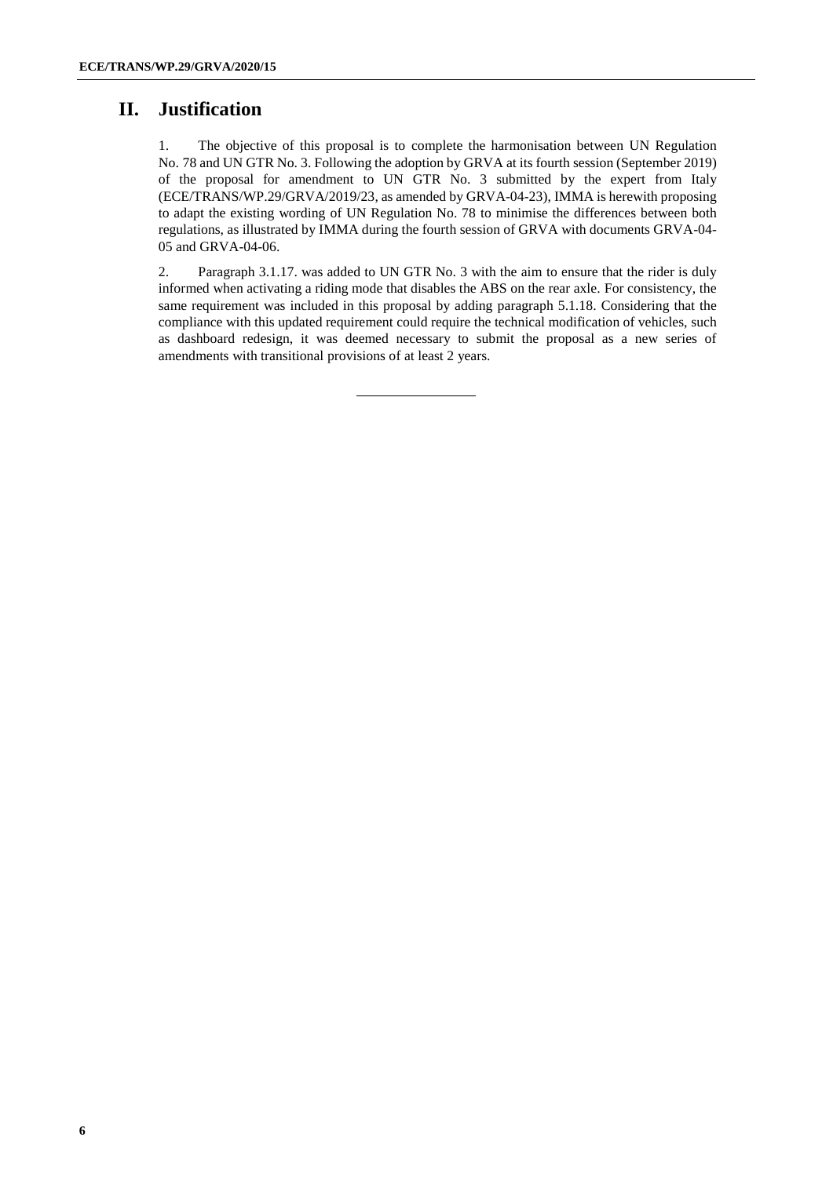# II. Justification

1. The objective of this proposal is to complete the harmonisation between UN Regulation No. 78 and UN GTR No. 3. Following the adoption by GRVA at its fourth session (September 2019) of the proposal for amendment to UN GTR No. 3 submitted by the expert from Italy (ECE/TRANS/WP.29/GRVA/2019/23, as amended by GRVA-04-23), IMMA is herewith proposing to adapt the existing wording of UN Regulation No. 78 to minimise the differences between both regulations, as illustrated by IMMA during the fourth session of GRVA with documents GRVA-04-05 and GRVA-04-06.

2. Paragraph 3.1.17. was added to UN GTR No. 3 with the aim to ensure that the rider is duly informed when activating a riding mode that disables the ABS on the rear axle. For consistency, the same requirement was included in this proposal by adding paragraph 5.1.18. Considering that the compliance with this updated requirement could require the technical modification of vehicles, such as dashboard redesign, it was deemed necessary to submit the proposal as a new series of amendments with transitional provisions of at least 2 years.